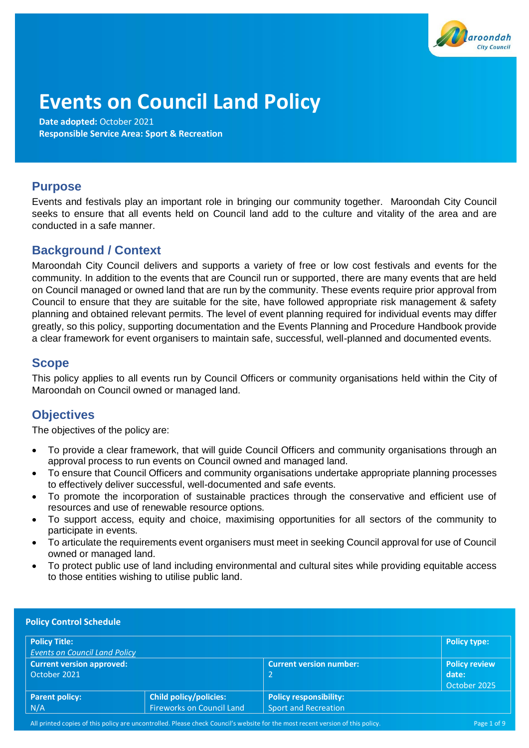# Events on Council Land Policy

**Date adopted:** October 2021
**Responsible Service Area: Sport & Recreation**

## Purpose

Events and festivals play an important role in bringing our community together. Maroondah City Council seeks to ensure that all events held on Council land add to the culture and vitality of the area and are conducted in a safe manner.

## Background / Context

Maroondah City Council delivers and supports a variety of free or low cost festivals and events for the community. In addition to the events that are Council run or supported, there are many events that are held on Council managed or owned land that are run by the community. These events require prior approval from Council to ensure that they are suitable for the site, have followed appropriate risk management & safety planning and obtained relevant permits. The level of event planning required for individual events may differ greatly, so this policy, supporting documentation and the Events Planning and Procedure Handbook provide a clear framework for event organisers to maintain safe, successful, well-planned and documented events.

## Scope

This policy applies to all events run by Council Officers or community organisations held within the City of Maroondah on Council owned or managed land.

## Objectives

The objectives of the policy are:

- To provide a clear framework, that will guide Council Officers and community organisations through an approval process to run events on Council owned and managed land.
- To ensure that Council Officers and community organisations undertake appropriate planning processes to effectively deliver successful, well-documented and safe events.
- To promote the incorporation of sustainable practices through the conservative and efficient use of resources and use of renewable resource options.
- To support access, equity and choice, maximising opportunities for all sectors of the community to participate in events.
- To articulate the requirements event organisers must meet in seeking Council approval for use of Council owned or managed land.
- To protect public use of land including environmental and cultural sites while providing equitable access to those entities wishing to utilise public land.

**Policy Control Schedule**

| **Policy Title:** *Events on Council Land Policy* | | | **Policy type:** |
|---|---|---|---|
| **Current version approved:** October 2021 | | **Current version number:** 2 | **Policy review date:** October 2025 |
| **Parent policy:** N/A | **Child policy/policies:** Fireworks on Council Land | **Policy responsibility:** Sport and Recreation | |

All printed copies of this policy are uncontrolled. Please check Council's website for the most recent version of this policy.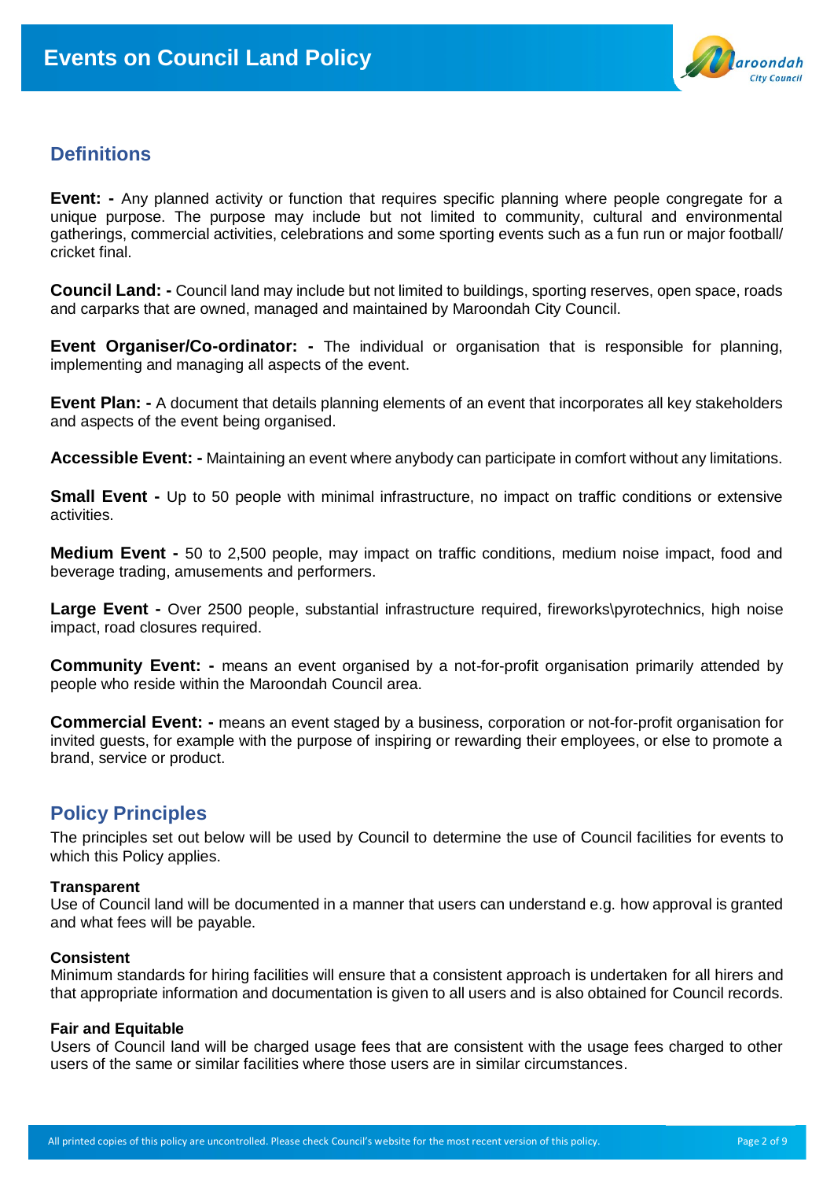## Definitions

**Event: -** Any planned activity or function that requires specific planning where people congregate for a unique purpose. The purpose may include but not limited to community, cultural and environmental gatherings, commercial activities, celebrations and some sporting events such as a fun run or major football/ cricket final.

**Council Land: -** Council land may include but not limited to buildings, sporting reserves, open space, roads and carparks that are owned, managed and maintained by Maroondah City Council.

**Event Organiser/Co-ordinator: -** The individual or organisation that is responsible for planning, implementing and managing all aspects of the event.

**Event Plan: -** A document that details planning elements of an event that incorporates all key stakeholders and aspects of the event being organised.

**Accessible Event: -** Maintaining an event where anybody can participate in comfort without any limitations.

**Small Event -** Up to 50 people with minimal infrastructure, no impact on traffic conditions or extensive activities.

**Medium Event -** 50 to 2,500 people, may impact on traffic conditions, medium noise impact, food and beverage trading, amusements and performers.

**Large Event -** Over 2500 people, substantial infrastructure required, fireworks\pyrotechnics, high noise impact, road closures required.

**Community Event: -** means an event organised by a not-for-profit organisation primarily attended by people who reside within the Maroondah Council area.

**Commercial Event: -** means an event staged by a business, corporation or not-for-profit organisation for invited guests, for example with the purpose of inspiring or rewarding their employees, or else to promote a brand, service or product.

## Policy Principles

The principles set out below will be used by Council to determine the use of Council facilities for events to which this Policy applies.

**Transparent**
Use of Council land will be documented in a manner that users can understand e.g. how approval is granted and what fees will be payable.

**Consistent**
Minimum standards for hiring facilities will ensure that a consistent approach is undertaken for all hirers and that appropriate information and documentation is given to all users and is also obtained for Council records.

**Fair and Equitable**
Users of Council land will be charged usage fees that are consistent with the usage fees charged to other users of the same or similar facilities where those users are in similar circumstances.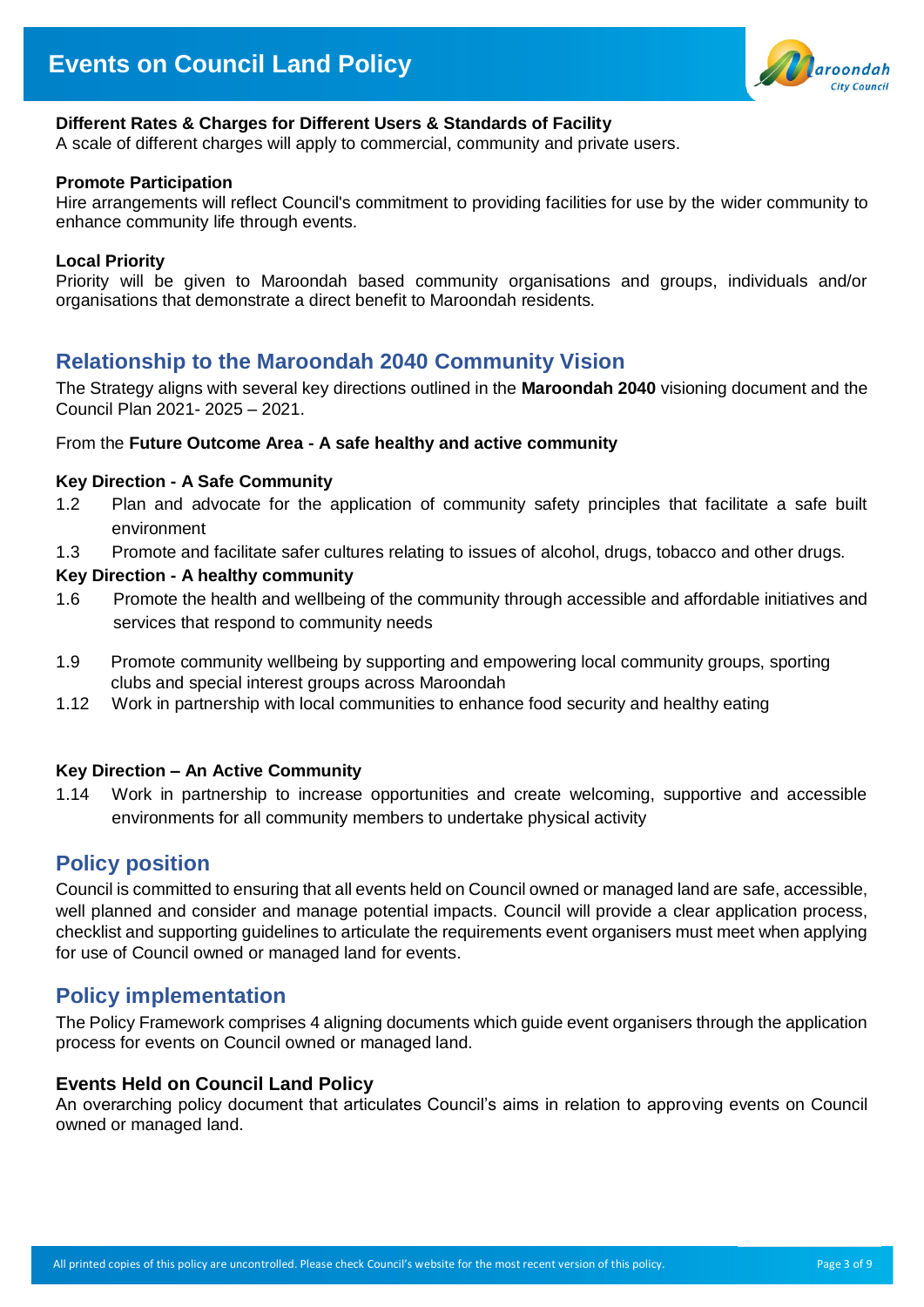**Different Rates & Charges for Different Users & Standards of Facility**
A scale of different charges will apply to commercial, community and private users.

**Promote Participation**
Hire arrangements will reflect Council's commitment to providing facilities for use by the wider community to enhance community life through events.

**Local Priority**
Priority will be given to Maroondah based community organisations and groups, individuals and/or organisations that demonstrate a direct benefit to Maroondah residents.

## Relationship to the Maroondah 2040 Community Vision

The Strategy aligns with several key directions outlined in the **Maroondah 2040** visioning document and the Council Plan 2021- 2025 – 2021.

From the **Future Outcome Area - A safe healthy and active community**

**Key Direction - A Safe Community**

1.2 Plan and advocate for the application of community safety principles that facilitate a safe built environment

1.3 Promote and facilitate safer cultures relating to issues of alcohol, drugs, tobacco and other drugs.

**Key Direction - A healthy community**

1.6 Promote the health and wellbeing of the community through accessible and affordable initiatives and services that respond to community needs

1.9 Promote community wellbeing by supporting and empowering local community groups, sporting clubs and special interest groups across Maroondah

1.12 Work in partnership with local communities to enhance food security and healthy eating

**Key Direction – An Active Community**

1.14 Work in partnership to increase opportunities and create welcoming, supportive and accessible environments for all community members to undertake physical activity

## Policy position

Council is committed to ensuring that all events held on Council owned or managed land are safe, accessible, well planned and consider and manage potential impacts. Council will provide a clear application process, checklist and supporting guidelines to articulate the requirements event organisers must meet when applying for use of Council owned or managed land for events.

## Policy implementation

The Policy Framework comprises 4 aligning documents which guide event organisers through the application process for events on Council owned or managed land.

### Events Held on Council Land Policy

An overarching policy document that articulates Council's aims in relation to approving events on Council owned or managed land.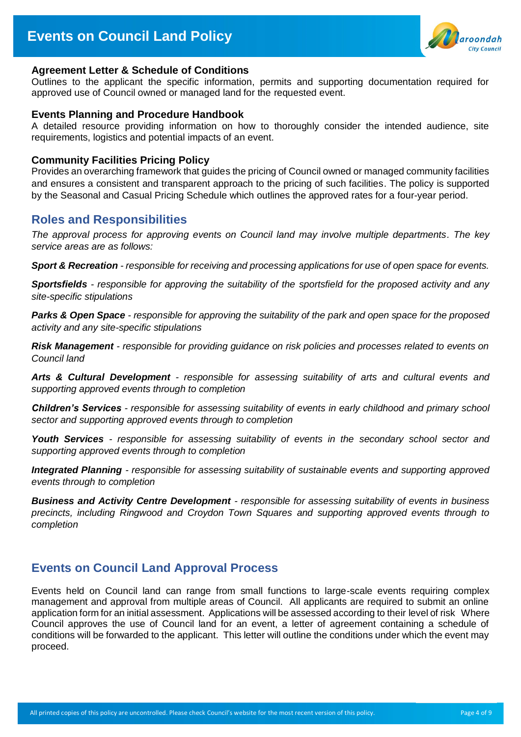### Agreement Letter & Schedule of Conditions

Outlines to the applicant the specific information, permits and supporting documentation required for approved use of Council owned or managed land for the requested event.

### Events Planning and Procedure Handbook

A detailed resource providing information on how to thoroughly consider the intended audience, site requirements, logistics and potential impacts of an event.

### Community Facilities Pricing Policy

Provides an overarching framework that guides the pricing of Council owned or managed community facilities and ensures a consistent and transparent approach to the pricing of such facilities. The policy is supported by the Seasonal and Casual Pricing Schedule which outlines the approved rates for a four-year period.

## Roles and Responsibilities

*The approval process for approving events on Council land may involve multiple departments. The key service areas are as follows:*

***Sport & Recreation*** *- responsible for receiving and processing applications for use of open space for events.*

***Sportsfields*** *- responsible for approving the suitability of the sportsfield for the proposed activity and any site-specific stipulations*

***Parks & Open Space*** *- responsible for approving the suitability of the park and open space for the proposed activity and any site-specific stipulations*

***Risk Management*** *- responsible for providing guidance on risk policies and processes related to events on Council land*

***Arts & Cultural Development*** *- responsible for assessing suitability of arts and cultural events and supporting approved events through to completion*

***Children's Services*** *- responsible for assessing suitability of events in early childhood and primary school sector and supporting approved events through to completion*

***Youth Services*** *- responsible for assessing suitability of events in the secondary school sector and supporting approved events through to completion*

***Integrated Planning*** *- responsible for assessing suitability of sustainable events and supporting approved events through to completion*

***Business and Activity Centre Development*** *- responsible for assessing suitability of events in business precincts, including Ringwood and Croydon Town Squares and supporting approved events through to completion*

## Events on Council Land Approval Process

Events held on Council land can range from small functions to large-scale events requiring complex management and approval from multiple areas of Council. All applicants are required to submit an online application form for an initial assessment. Applications will be assessed according to their level of risk Where Council approves the use of Council land for an event, a letter of agreement containing a schedule of conditions will be forwarded to the applicant. This letter will outline the conditions under which the event may proceed.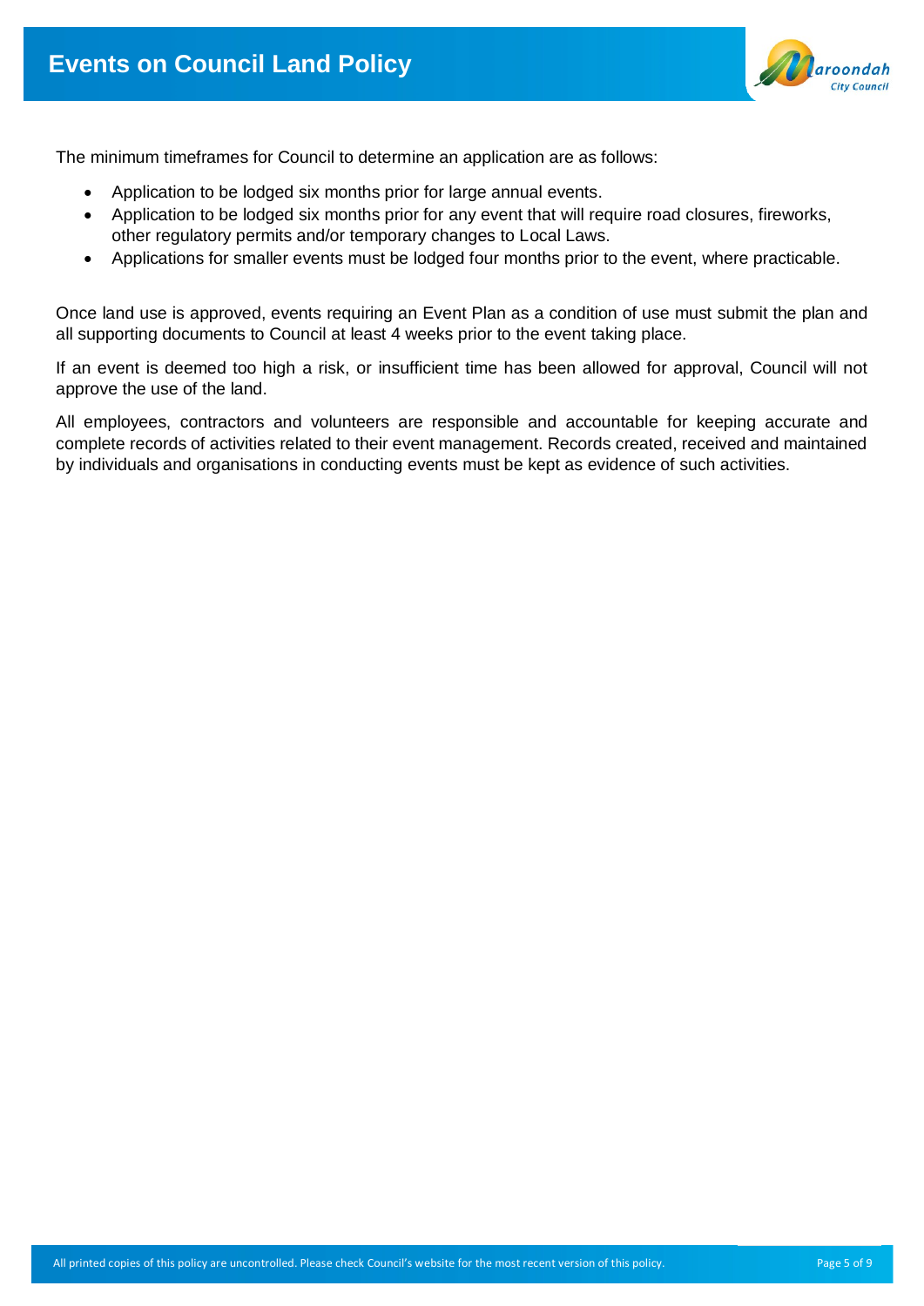The minimum timeframes for Council to determine an application are as follows:

- Application to be lodged six months prior for large annual events.
- Application to be lodged six months prior for any event that will require road closures, fireworks, other regulatory permits and/or temporary changes to Local Laws.
- Applications for smaller events must be lodged four months prior to the event, where practicable.

Once land use is approved, events requiring an Event Plan as a condition of use must submit the plan and all supporting documents to Council at least 4 weeks prior to the event taking place.

If an event is deemed too high a risk, or insufficient time has been allowed for approval, Council will not approve the use of the land.

All employees, contractors and volunteers are responsible and accountable for keeping accurate and complete records of activities related to their event management. Records created, received and maintained by individuals and organisations in conducting events must be kept as evidence of such activities.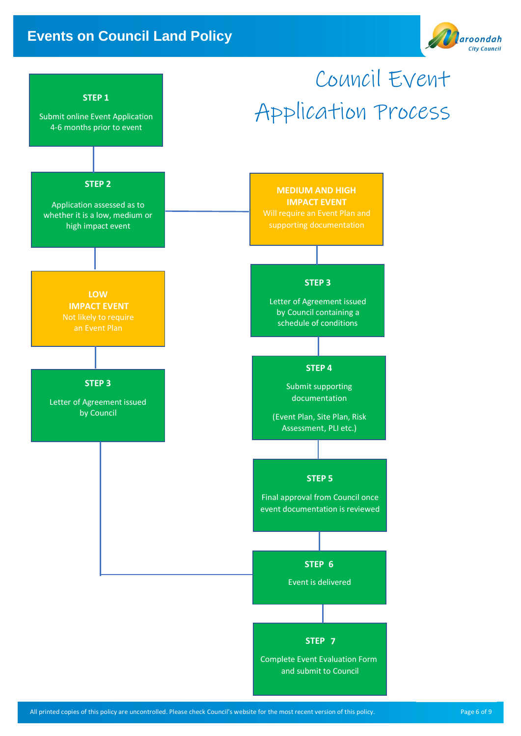# Council Event Application Process

**STEP 1**

Submit online Event Application 4-6 months prior to event

**STEP 2**

Application assessed as to whether it is a low, medium or high impact event

**LOW IMPACT EVENT**

Not likely to require an Event Plan

**STEP 3**

Letter of Agreement issued by Council

**MEDIUM AND HIGH IMPACT EVENT**

Will require an Event Plan and supporting documentation

**STEP 3**

Letter of Agreement issued by Council containing a schedule of conditions

**STEP 4**

Submit supporting documentation

(Event Plan, Site Plan, Risk Assessment, PLI etc.)

**STEP 5**

Final approval from Council once event documentation is reviewed

**STEP 6**

Event is delivered

**STEP 7**

Complete Event Evaluation Form and submit to Council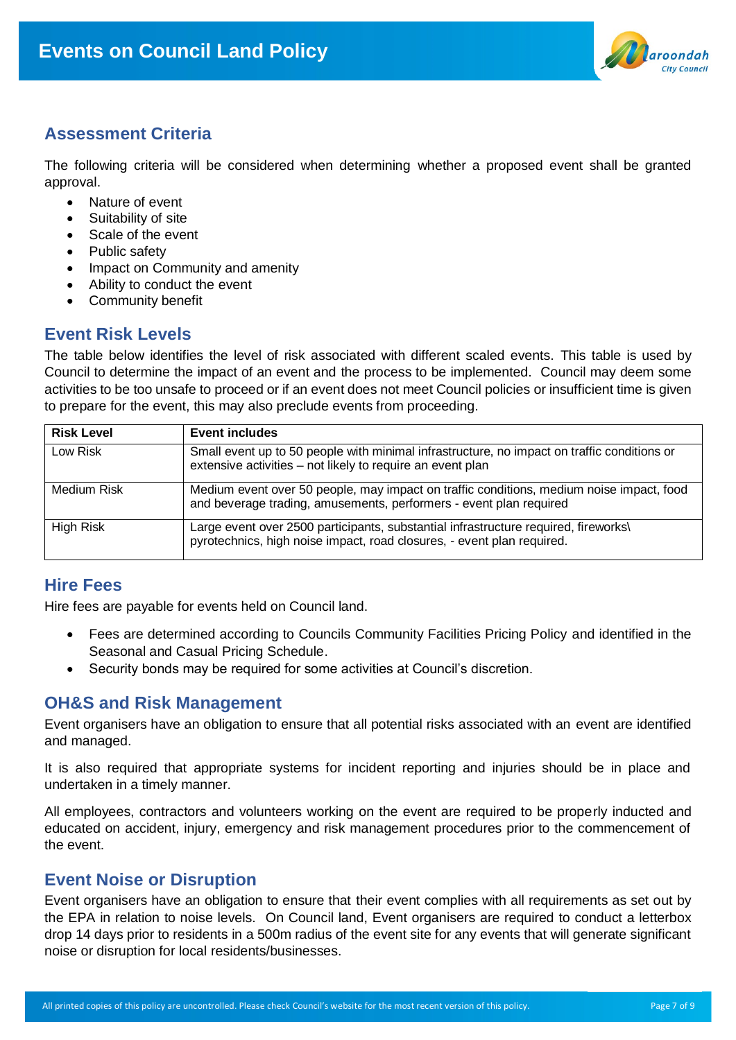## Assessment Criteria

The following criteria will be considered when determining whether a proposed event shall be granted approval.

- Nature of event
- Suitability of site
- Scale of the event
- Public safety
- Impact on Community and amenity
- Ability to conduct the event
- Community benefit

## Event Risk Levels

The table below identifies the level of risk associated with different scaled events. This table is used by Council to determine the impact of an event and the process to be implemented. Council may deem some activities to be too unsafe to proceed or if an event does not meet Council policies or insufficient time is given to prepare for the event, this may also preclude events from proceeding.

| Risk Level | Event includes |
|---|---|
| Low Risk | Small event up to 50 people with minimal infrastructure, no impact on traffic conditions or extensive activities – not likely to require an event plan |
| Medium Risk | Medium event over 50 people, may impact on traffic conditions, medium noise impact, food and beverage trading, amusements, performers - event plan required |
| High Risk | Large event over 2500 participants, substantial infrastructure required, fireworks\ pyrotechnics, high noise impact, road closures, - event plan required. |

## Hire Fees

Hire fees are payable for events held on Council land.

- Fees are determined according to Councils Community Facilities Pricing Policy and identified in the Seasonal and Casual Pricing Schedule.
- Security bonds may be required for some activities at Council's discretion.

## OH&S and Risk Management

Event organisers have an obligation to ensure that all potential risks associated with an event are identified and managed.

It is also required that appropriate systems for incident reporting and injuries should be in place and undertaken in a timely manner.

All employees, contractors and volunteers working on the event are required to be properly inducted and educated on accident, injury, emergency and risk management procedures prior to the commencement of the event.

## Event Noise or Disruption

Event organisers have an obligation to ensure that their event complies with all requirements as set out by the EPA in relation to noise levels. On Council land, Event organisers are required to conduct a letterbox drop 14 days prior to residents in a 500m radius of the event site for any events that will generate significant noise or disruption for local residents/businesses.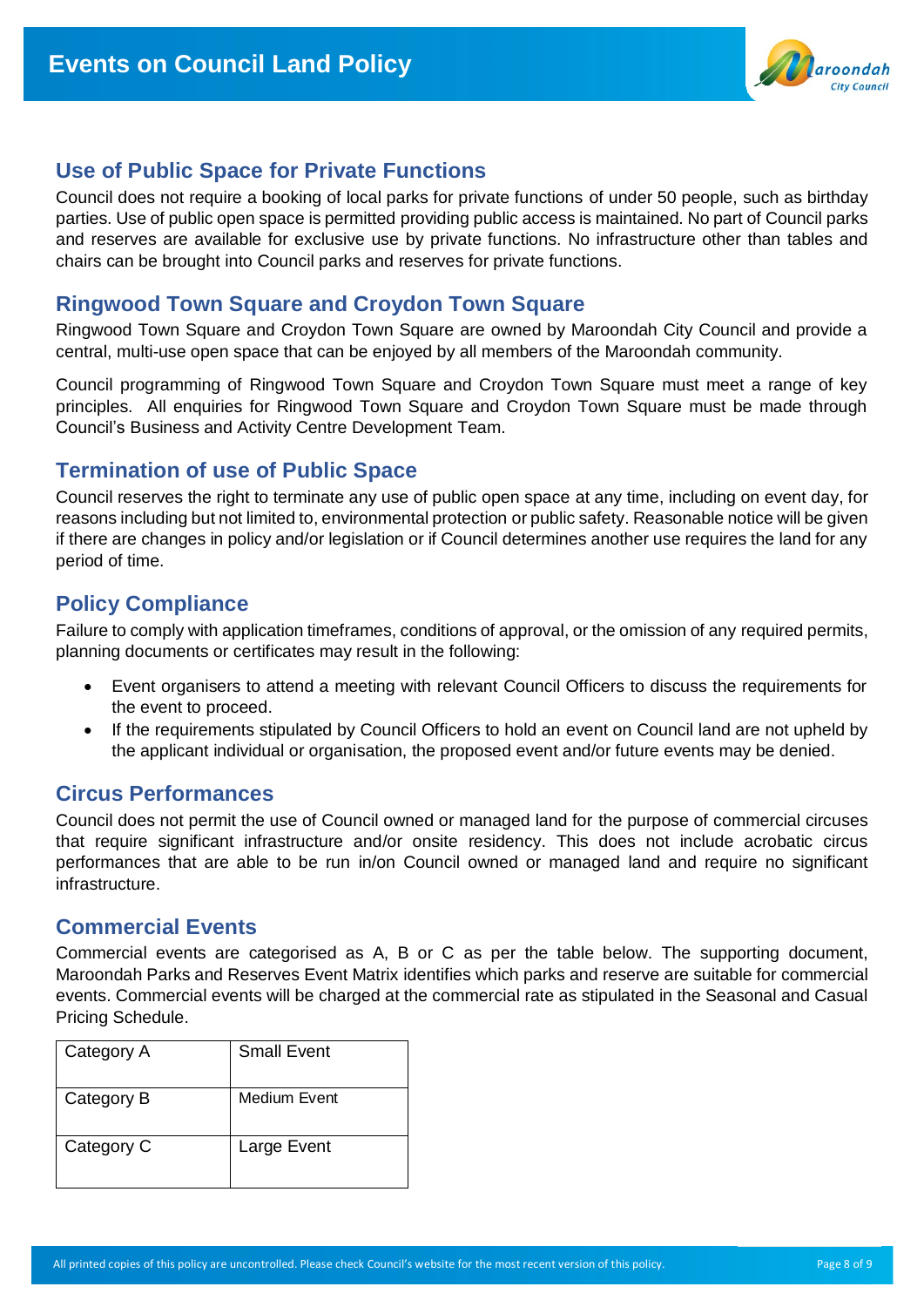## Use of Public Space for Private Functions

Council does not require a booking of local parks for private functions of under 50 people, such as birthday parties. Use of public open space is permitted providing public access is maintained. No part of Council parks and reserves are available for exclusive use by private functions. No infrastructure other than tables and chairs can be brought into Council parks and reserves for private functions.

## Ringwood Town Square and Croydon Town Square

Ringwood Town Square and Croydon Town Square are owned by Maroondah City Council and provide a central, multi-use open space that can be enjoyed by all members of the Maroondah community.

Council programming of Ringwood Town Square and Croydon Town Square must meet a range of key principles. All enquiries for Ringwood Town Square and Croydon Town Square must be made through Council's Business and Activity Centre Development Team.

## Termination of use of Public Space

Council reserves the right to terminate any use of public open space at any time, including on event day, for reasons including but not limited to, environmental protection or public safety. Reasonable notice will be given if there are changes in policy and/or legislation or if Council determines another use requires the land for any period of time.

## Policy Compliance

Failure to comply with application timeframes, conditions of approval, or the omission of any required permits, planning documents or certificates may result in the following:

- Event organisers to attend a meeting with relevant Council Officers to discuss the requirements for the event to proceed.
- If the requirements stipulated by Council Officers to hold an event on Council land are not upheld by the applicant individual or organisation, the proposed event and/or future events may be denied.

## Circus Performances

Council does not permit the use of Council owned or managed land for the purpose of commercial circuses that require significant infrastructure and/or onsite residency. This does not include acrobatic circus performances that are able to be run in/on Council owned or managed land and require no significant infrastructure.

## Commercial Events

Commercial events are categorised as A, B or C as per the table below. The supporting document, Maroondah Parks and Reserves Event Matrix identifies which parks and reserve are suitable for commercial events. Commercial events will be charged at the commercial rate as stipulated in the Seasonal and Casual Pricing Schedule.

| Category | Size |
|---|---|
| Category A | Small Event |
| Category B | Medium Event |
| Category C | Large Event |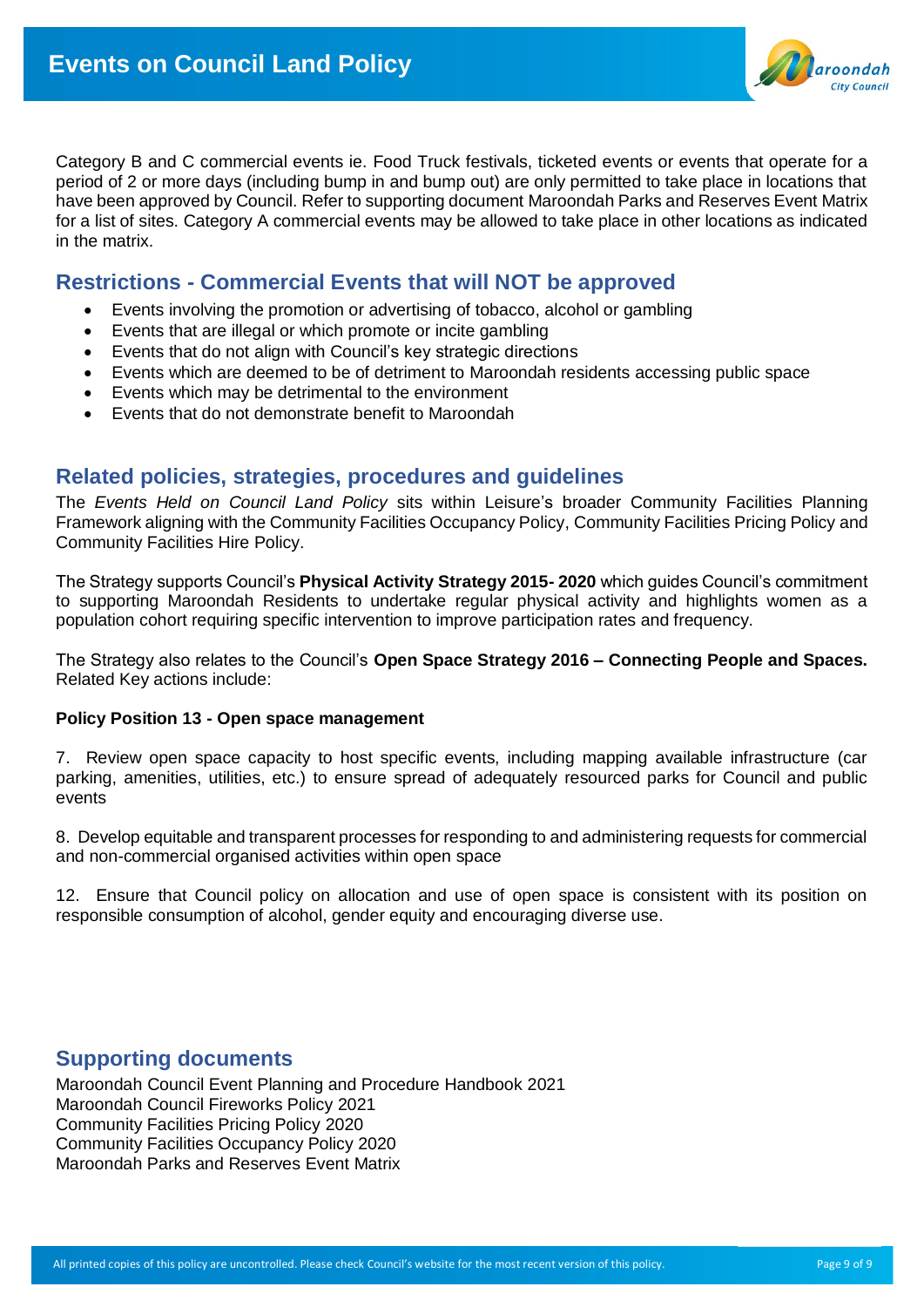Category B and C commercial events ie. Food Truck festivals, ticketed events or events that operate for a period of 2 or more days (including bump in and bump out) are only permitted to take place in locations that have been approved by Council. Refer to supporting document Maroondah Parks and Reserves Event Matrix for a list of sites. Category A commercial events may be allowed to take place in other locations as indicated in the matrix.

## Restrictions - Commercial Events that will NOT be approved

- Events involving the promotion or advertising of tobacco, alcohol or gambling
- Events that are illegal or which promote or incite gambling
- Events that do not align with Council's key strategic directions
- Events which are deemed to be of detriment to Maroondah residents accessing public space
- Events which may be detrimental to the environment
- Events that do not demonstrate benefit to Maroondah

## Related policies, strategies, procedures and guidelines

The *Events Held on Council Land Policy* sits within Leisure's broader Community Facilities Planning Framework aligning with the Community Facilities Occupancy Policy, Community Facilities Pricing Policy and Community Facilities Hire Policy.

The Strategy supports Council's **Physical Activity Strategy 2015- 2020** which guides Council's commitment to supporting Maroondah Residents to undertake regular physical activity and highlights women as a population cohort requiring specific intervention to improve participation rates and frequency.

The Strategy also relates to the Council's **Open Space Strategy 2016 – Connecting People and Spaces.** Related Key actions include:

**Policy Position 13 - Open space management**

7. Review open space capacity to host specific events, including mapping available infrastructure (car parking, amenities, utilities, etc.) to ensure spread of adequately resourced parks for Council and public events

8. Develop equitable and transparent processes for responding to and administering requests for commercial and non-commercial organised activities within open space

12. Ensure that Council policy on allocation and use of open space is consistent with its position on responsible consumption of alcohol, gender equity and encouraging diverse use.

## Supporting documents

Maroondah Council Event Planning and Procedure Handbook 2021
Maroondah Council Fireworks Policy 2021
Community Facilities Pricing Policy 2020
Community Facilities Occupancy Policy 2020
Maroondah Parks and Reserves Event Matrix